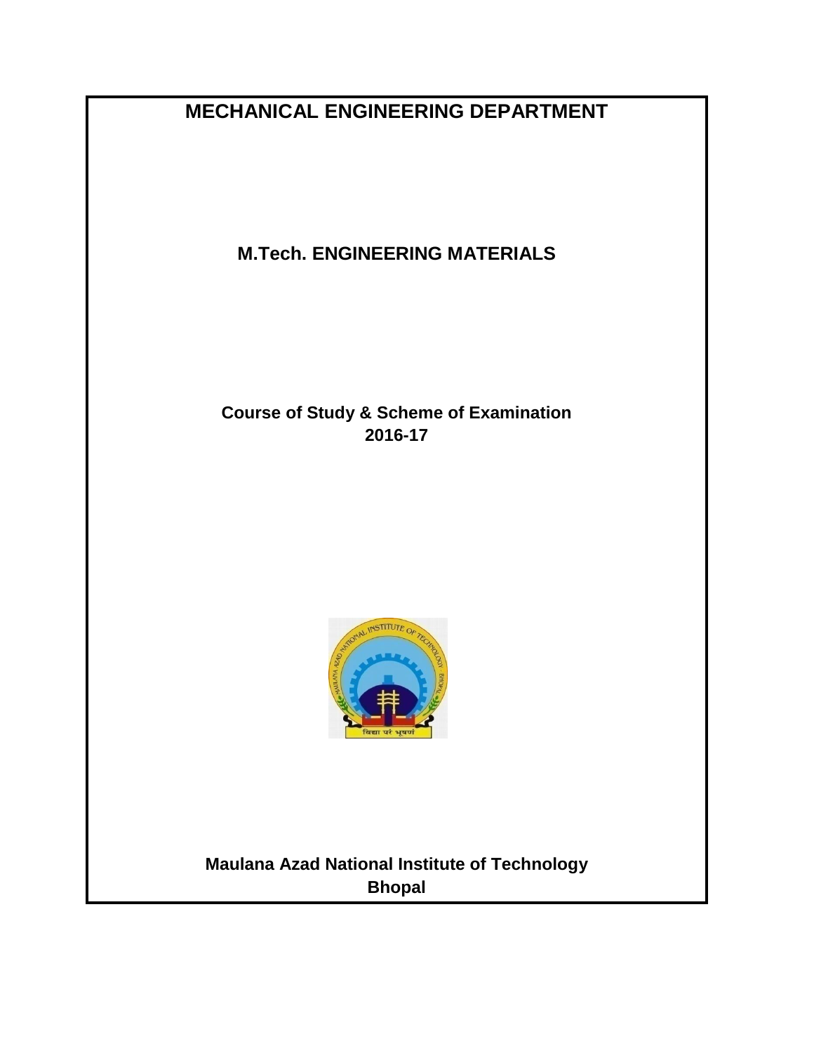# MECHANICAL ENGINEERING DEPARTMENT

## M.Tech. ENGINEERING MATERIALS

**Course of Study & Scheme of Examination**
**2016-17**

**Maulana Azad National Institute of Technology**
**Bhopal**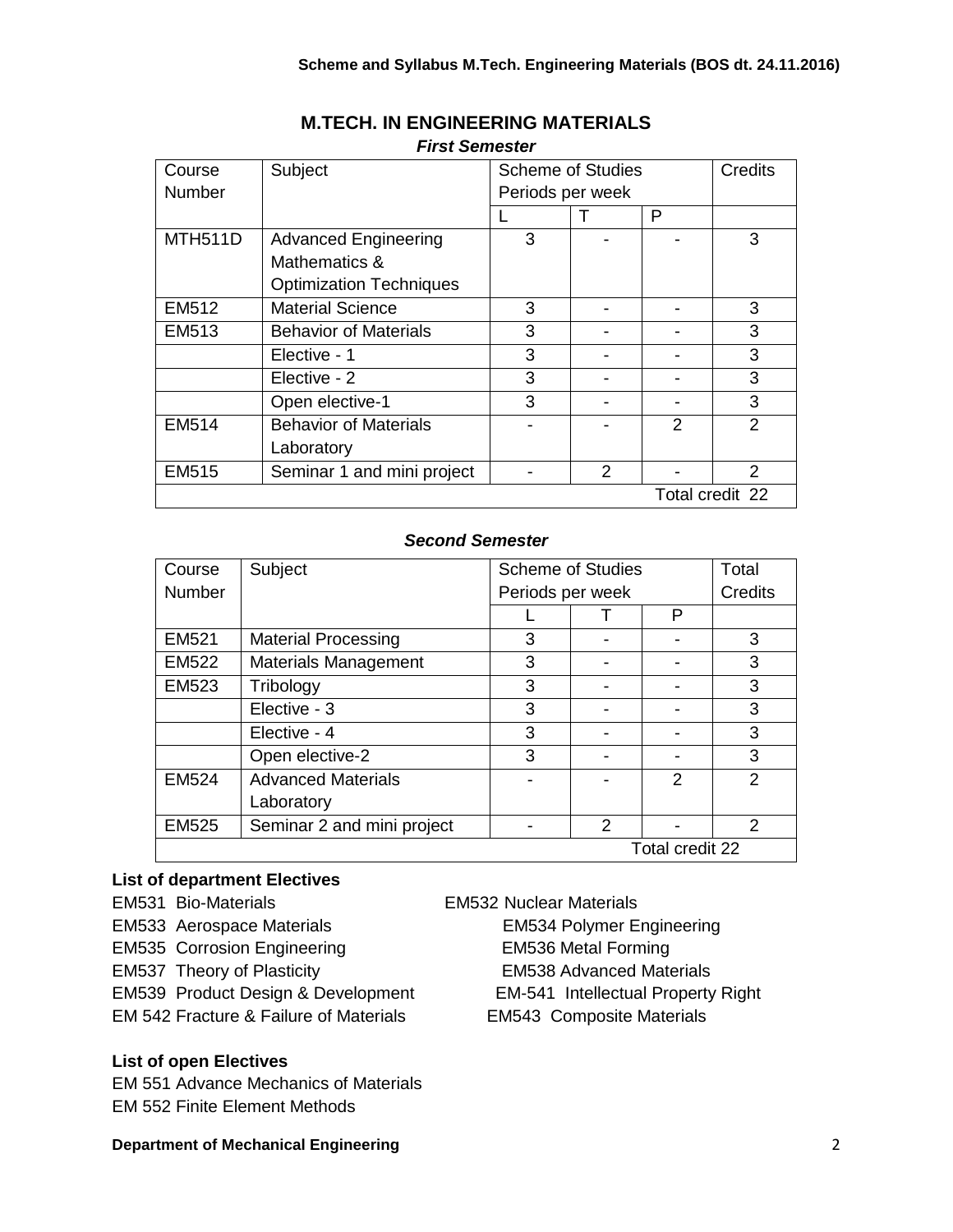# M.TECH. IN ENGINEERING MATERIALS

***First Semester***

| Course Number | Subject | Scheme of Studies Periods per week | | | Credits |
|---|---|---|---|---|---|
| | | L | T | P | |
| MTH511D | Advanced Engineering Mathematics & Optimization Techniques | 3 | - | - | 3 |
| EM512 | Material Science | 3 | - | - | 3 |
| EM513 | Behavior of Materials | 3 | - | - | 3 |
| | Elective - 1 | 3 | - | - | 3 |
| | Elective - 2 | 3 | - | - | 3 |
| | Open elective-1 | 3 | - | - | 3 |
| EM514 | Behavior of Materials Laboratory | - | - | 2 | 2 |
| EM515 | Seminar 1 and mini project | - | 2 | - | 2 |
| Total credit 22 | | | | | |

***Second Semester***

| Course Number | Subject | Scheme of Studies Periods per week | | | Total Credits |
|---|---|---|---|---|---|
| | | L | T | P | |
| EM521 | Material Processing | 3 | - | - | 3 |
| EM522 | Materials Management | 3 | - | - | 3 |
| EM523 | Tribology | 3 | - | - | 3 |
| | Elective - 3 | 3 | - | - | 3 |
| | Elective - 4 | 3 | - | - | 3 |
| | Open elective-2 | 3 | - | - | 3 |
| EM524 | Advanced Materials Laboratory | - | - | 2 | 2 |
| EM525 | Seminar 2 and mini project | - | 2 | - | 2 |
| Total credit 22 | | | | | |

**List of department Electives**

EM531 Bio-Materials

EM532 Nuclear Materials

EM533 Aerospace Materials

EM534 Polymer Engineering

EM535 Corrosion Engineering

EM536 Metal Forming

EM537 Theory of Plasticity

EM538 Advanced Materials

EM539 Product Design & Development

EM-541 Intellectual Property Right

EM 542 Fracture & Failure of Materials

EM543 Composite Materials

**List of open Electives**

EM 551 Advance Mechanics of Materials

EM 552 Finite Element Methods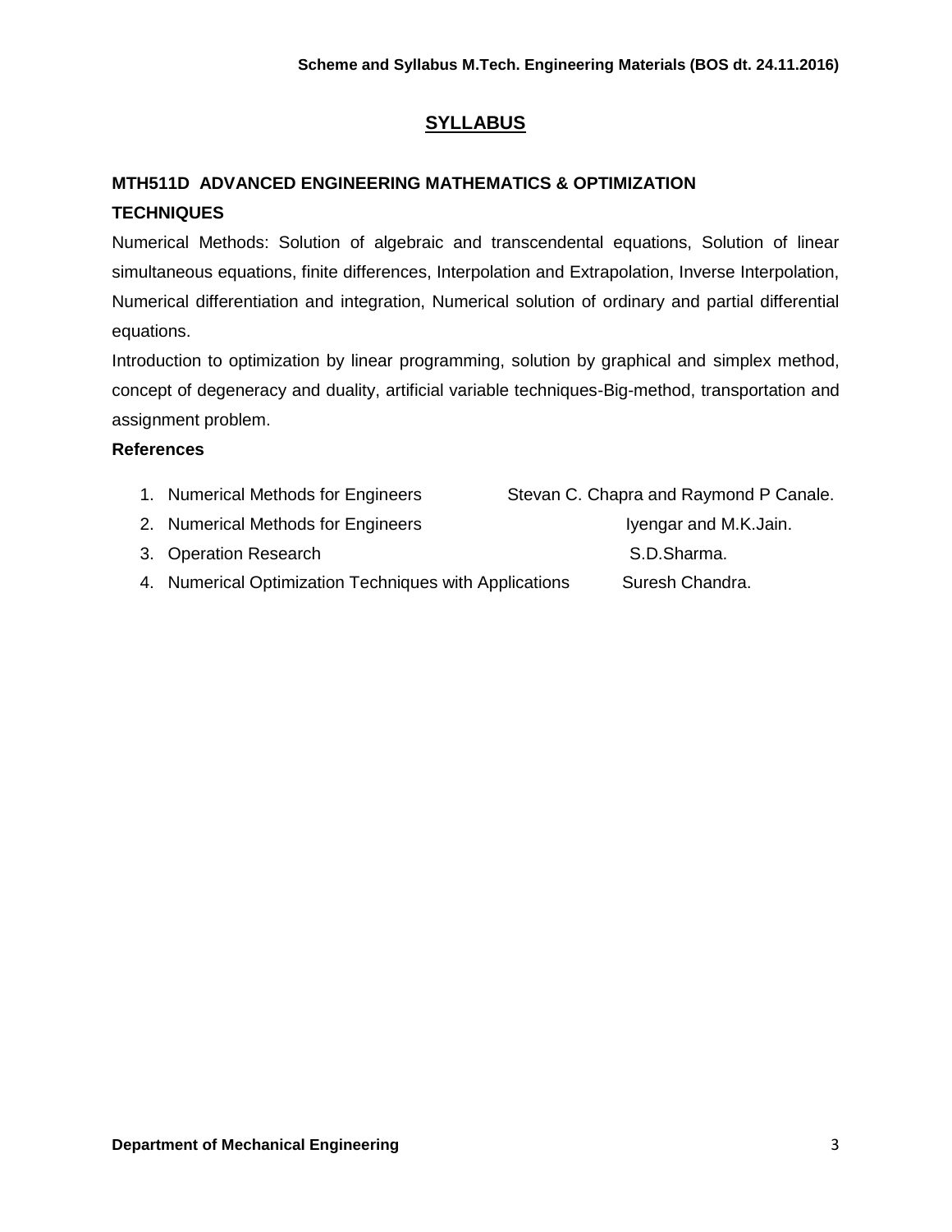## SYLLABUS

### MTH511D ADVANCED ENGINEERING MATHEMATICS & OPTIMIZATION TECHNIQUES

Numerical Methods: Solution of algebraic and transcendental equations, Solution of linear simultaneous equations, finite differences, Interpolation and Extrapolation, Inverse Interpolation, Numerical differentiation and integration, Numerical solution of ordinary and partial differential equations.

Introduction to optimization by linear programming, solution by graphical and simplex method, concept of degeneracy and duality, artificial variable techniques-Big-method, transportation and assignment problem.

**References**

1. Numerical Methods for Engineers — Stevan C. Chapra and Raymond P Canale.
2. Numerical Methods for Engineers — Iyengar and M.K.Jain.
3. Operation Research — S.D.Sharma.
4. Numerical Optimization Techniques with Applications — Suresh Chandra.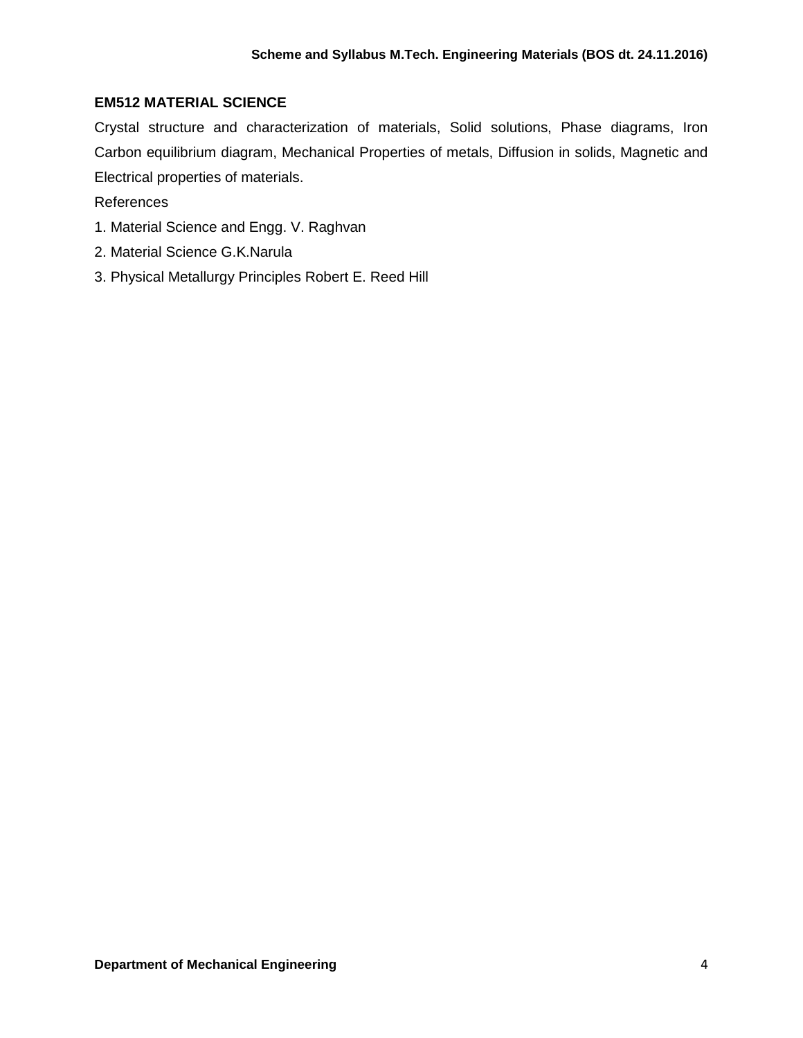**EM512 MATERIAL SCIENCE**

Crystal structure and characterization of materials, Solid solutions, Phase diagrams, Iron Carbon equilibrium diagram, Mechanical Properties of metals, Diffusion in solids, Magnetic and Electrical properties of materials.

References

1. Material Science and Engg. V. Raghvan
2. Material Science G.K.Narula
3. Physical Metallurgy Principles Robert E. Reed Hill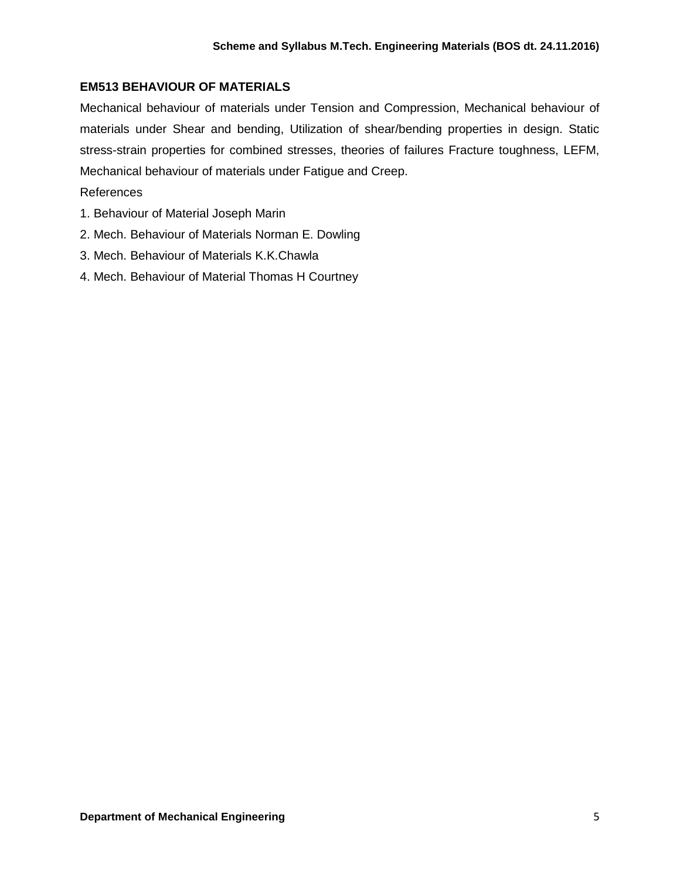## EM513 BEHAVIOUR OF MATERIALS

Mechanical behaviour of materials under Tension and Compression, Mechanical behaviour of materials under Shear and bending, Utilization of shear/bending properties in design. Static stress-strain properties for combined stresses, theories of failures Fracture toughness, LEFM, Mechanical behaviour of materials under Fatigue and Creep.

References

1. Behaviour of Material Joseph Marin
2. Mech. Behaviour of Materials Norman E. Dowling
3. Mech. Behaviour of Materials K.K.Chawla
4. Mech. Behaviour of Material Thomas H Courtney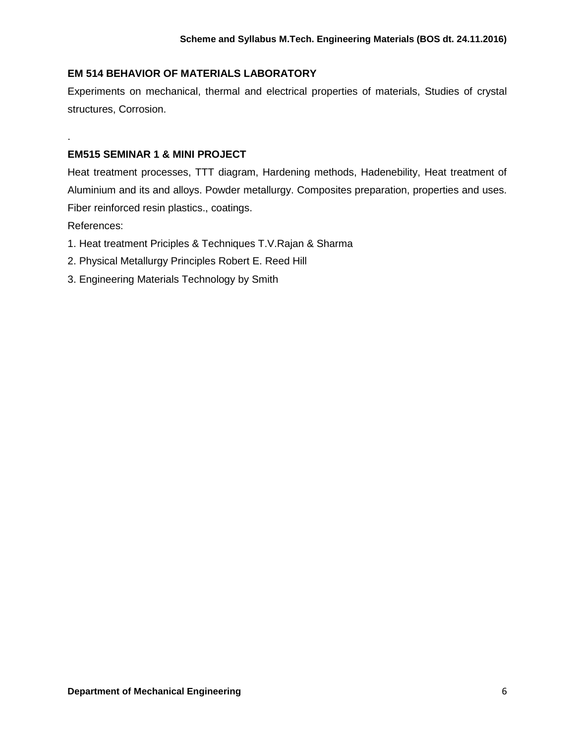### EM 514 BEHAVIOR OF MATERIALS LABORATORY

Experiments on mechanical, thermal and electrical properties of materials, Studies of crystal structures, Corrosion.

.

### EM515 SEMINAR 1 & MINI PROJECT

Heat treatment processes, TTT diagram, Hardening methods, Hadenebility, Heat treatment of Aluminium and its and alloys. Powder metallurgy. Composites preparation, properties and uses. Fiber reinforced resin plastics., coatings.

References:

1. Heat treatment Priciples & Techniques T.V.Rajan & Sharma
2. Physical Metallurgy Principles Robert E. Reed Hill
3. Engineering Materials Technology by Smith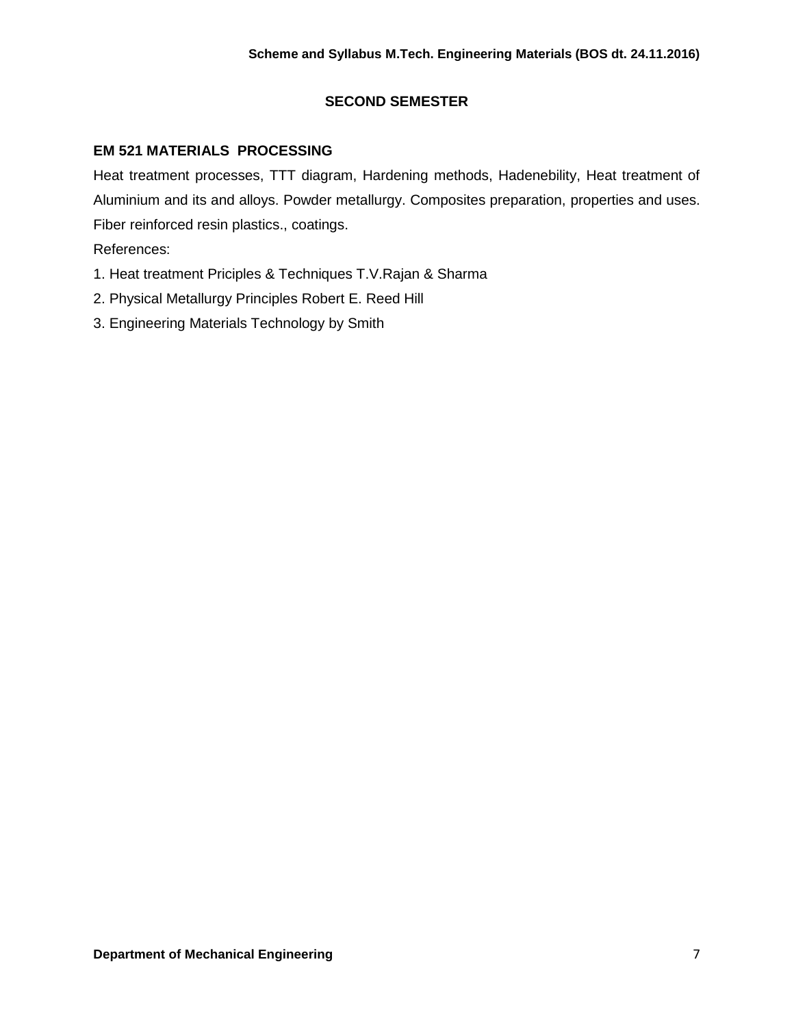## SECOND SEMESTER

### EM 521 MATERIALS PROCESSING

Heat treatment processes, TTT diagram, Hardening methods, Hadenebility, Heat treatment of Aluminium and its and alloys. Powder metallurgy. Composites preparation, properties and uses. Fiber reinforced resin plastics., coatings.

References:

1. Heat treatment Priciples & Techniques T.V.Rajan & Sharma
2. Physical Metallurgy Principles Robert E. Reed Hill
3. Engineering Materials Technology by Smith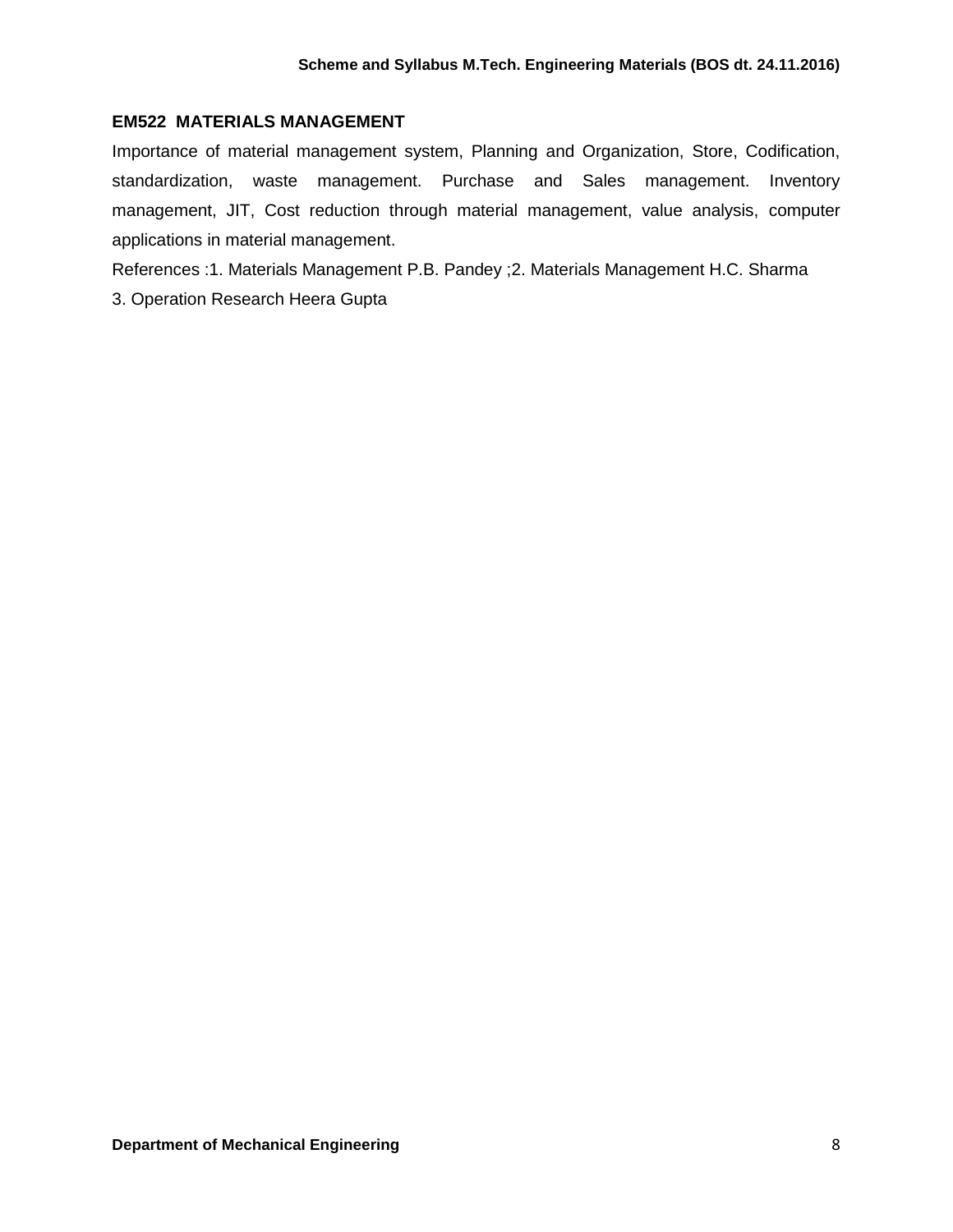## EM522 MATERIALS MANAGEMENT

Importance of material management system, Planning and Organization, Store, Codification, standardization, waste management. Purchase and Sales management. Inventory management, JIT, Cost reduction through material management, value analysis, computer applications in material management.

References :1. Materials Management P.B. Pandey ;2. Materials Management H.C. Sharma

3. Operation Research Heera Gupta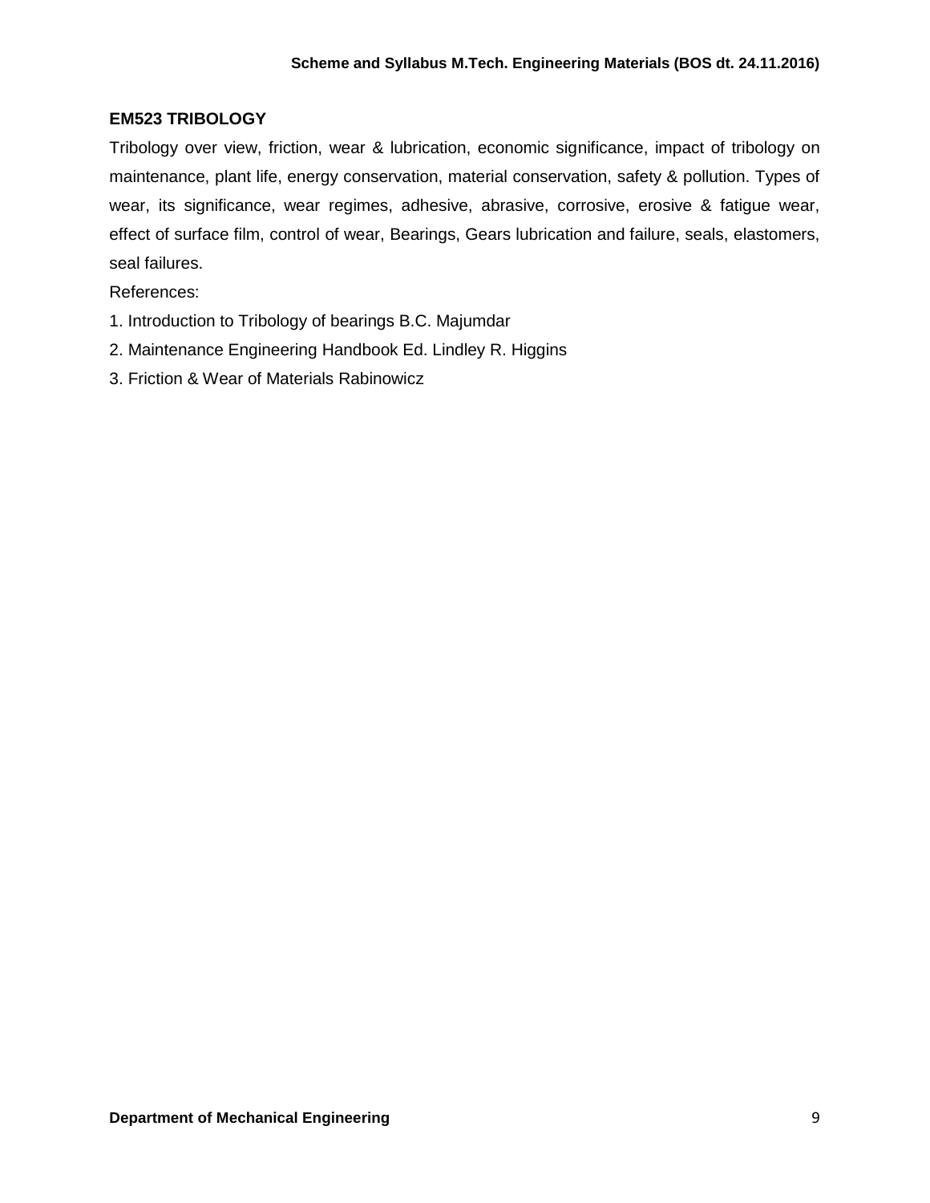### EM523 TRIBOLOGY

Tribology over view, friction, wear & lubrication, economic significance, impact of tribology on maintenance, plant life, energy conservation, material conservation, safety & pollution. Types of wear, its significance, wear regimes, adhesive, abrasive, corrosive, erosive & fatigue wear, effect of surface film, control of wear, Bearings, Gears lubrication and failure, seals, elastomers, seal failures.

References:

1. Introduction to Tribology of bearings B.C. Majumdar
2. Maintenance Engineering Handbook Ed. Lindley R. Higgins
3. Friction & Wear of Materials Rabinowicz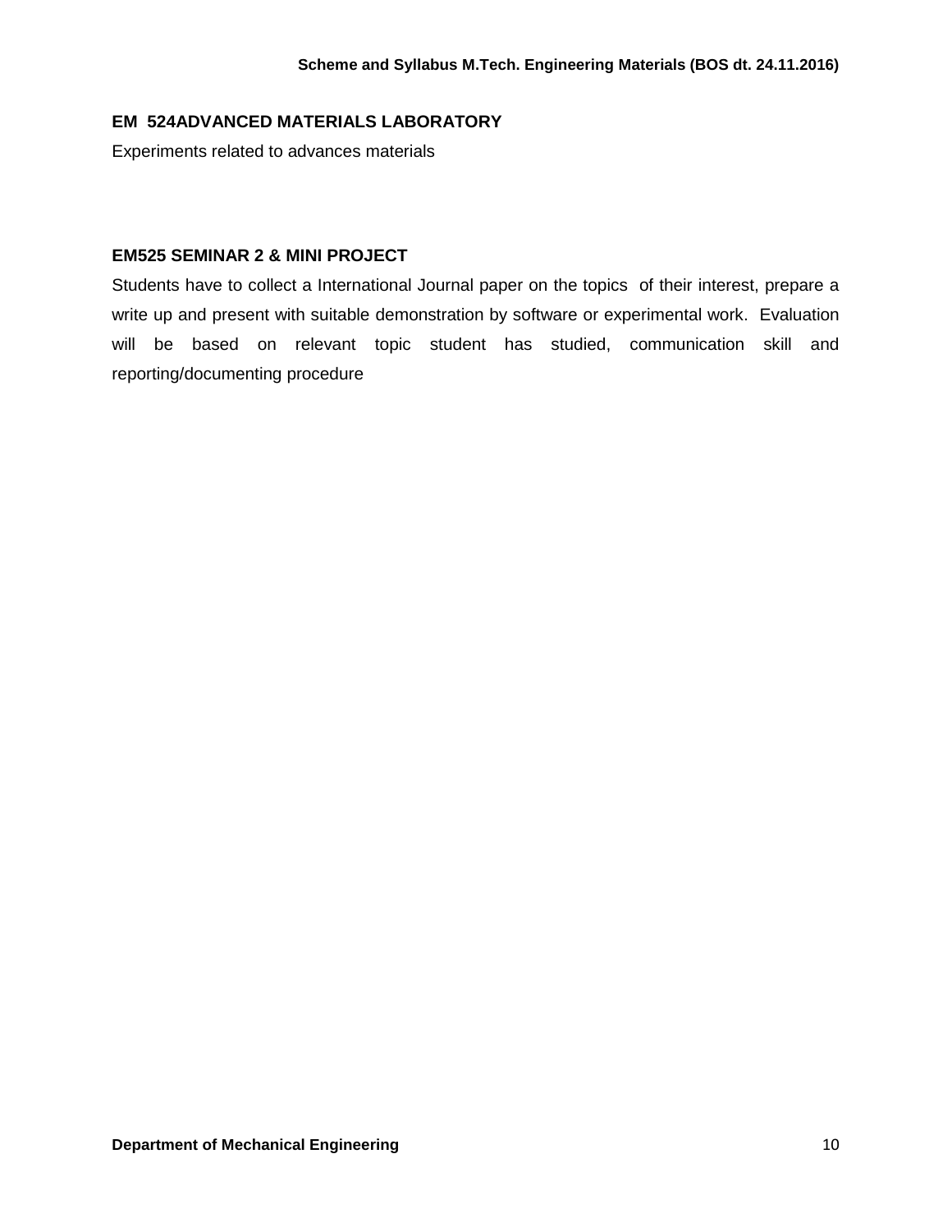### EM 524ADVANCED MATERIALS LABORATORY

Experiments related to advances materials

### EM525 SEMINAR 2 & MINI PROJECT

Students have to collect a International Journal paper on the topics of their interest, prepare a write up and present with suitable demonstration by software or experimental work. Evaluation will be based on relevant topic student has studied, communication skill and reporting/documenting procedure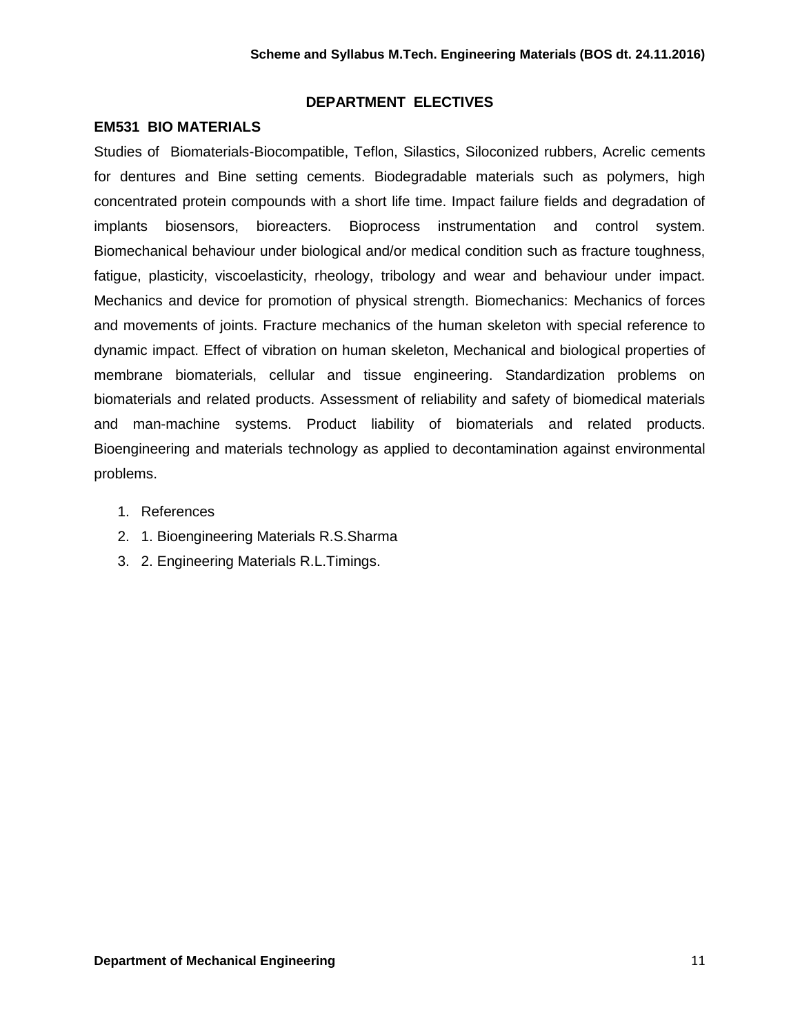## DEPARTMENT ELECTIVES

### EM531 BIO MATERIALS

Studies of Biomaterials-Biocompatible, Teflon, Silastics, Siloconized rubbers, Acrelic cements for dentures and Bine setting cements. Biodegradable materials such as polymers, high concentrated protein compounds with a short life time. Impact failure fields and degradation of implants biosensors, bioreacters. Bioprocess instrumentation and control system. Biomechanical behaviour under biological and/or medical condition such as fracture toughness, fatigue, plasticity, viscoelasticity, rheology, tribology and wear and behaviour under impact. Mechanics and device for promotion of physical strength. Biomechanics: Mechanics of forces and movements of joints. Fracture mechanics of the human skeleton with special reference to dynamic impact. Effect of vibration on human skeleton, Mechanical and biological properties of membrane biomaterials, cellular and tissue engineering. Standardization problems on biomaterials and related products. Assessment of reliability and safety of biomedical materials and man-machine systems. Product liability of biomaterials and related products. Bioengineering and materials technology as applied to decontamination against environmental problems.

1. References
2. 1. Bioengineering Materials R.S.Sharma
3. 2. Engineering Materials R.L.Timings.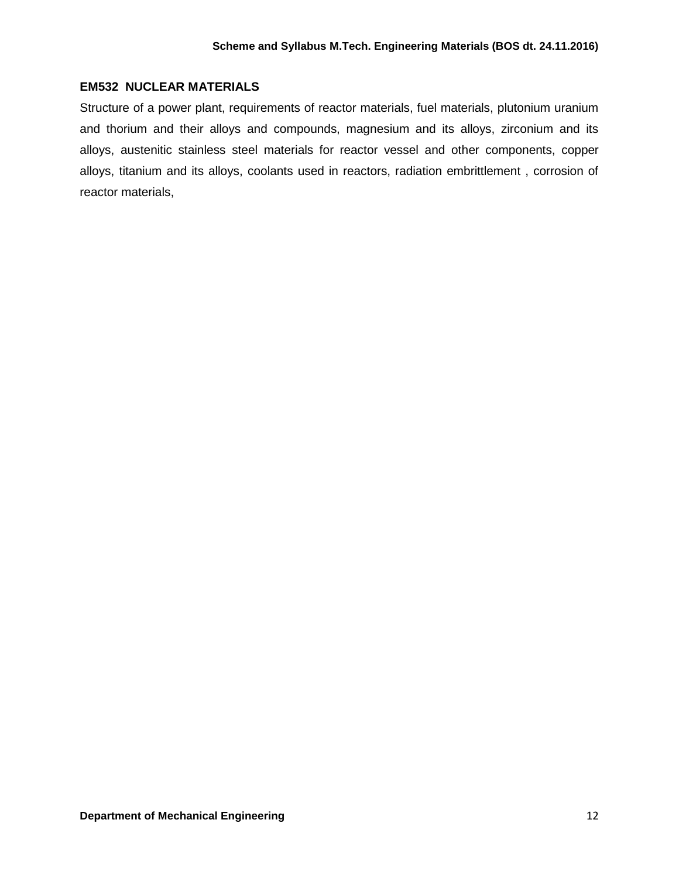### EM532 NUCLEAR MATERIALS

Structure of a power plant, requirements of reactor materials, fuel materials, plutonium uranium and thorium and their alloys and compounds, magnesium and its alloys, zirconium and its alloys, austenitic stainless steel materials for reactor vessel and other components, copper alloys, titanium and its alloys, coolants used in reactors, radiation embrittlement , corrosion of reactor materials,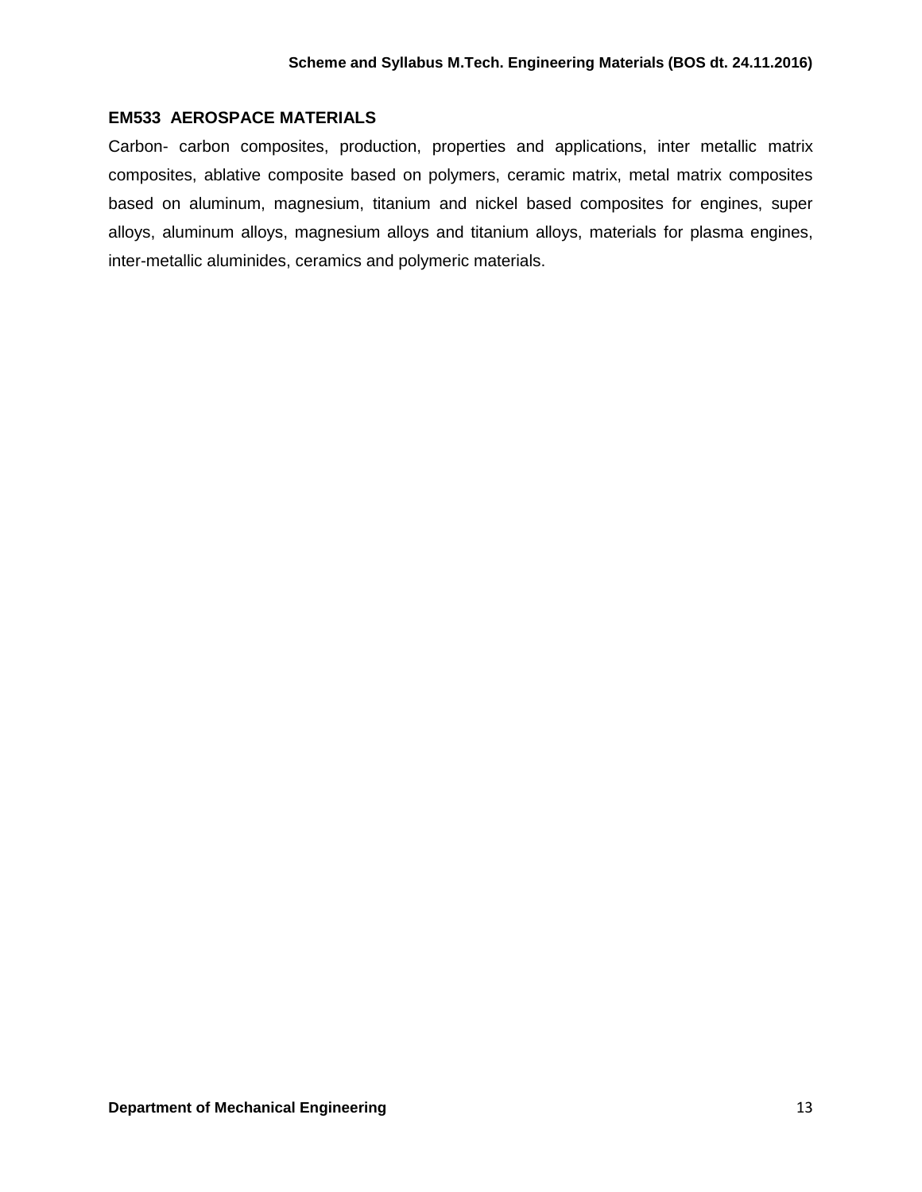### EM533 AEROSPACE MATERIALS

Carbon- carbon composites, production, properties and applications, inter metallic matrix composites, ablative composite based on polymers, ceramic matrix, metal matrix composites based on aluminum, magnesium, titanium and nickel based composites for engines, super alloys, aluminum alloys, magnesium alloys and titanium alloys, materials for plasma engines, inter-metallic aluminides, ceramics and polymeric materials.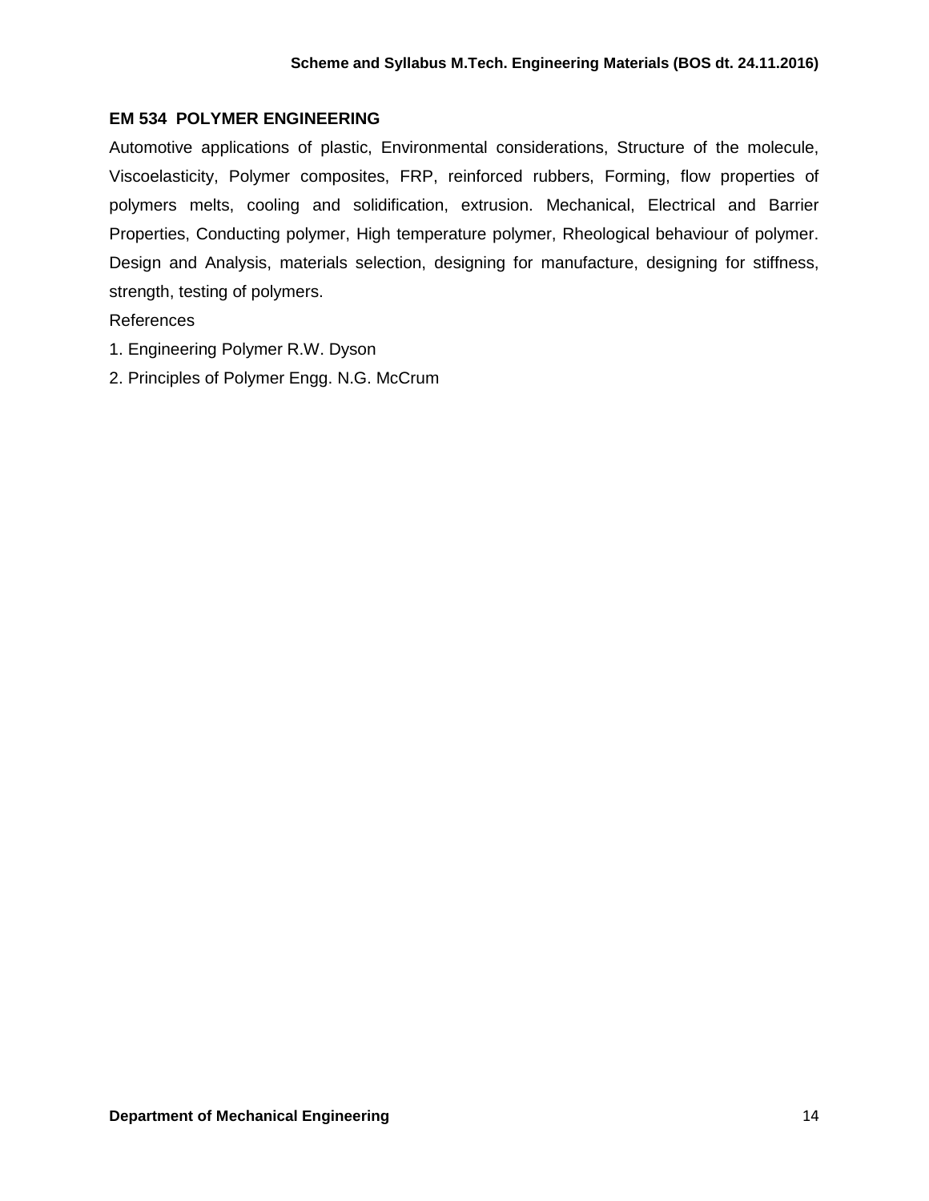## EM 534 POLYMER ENGINEERING

Automotive applications of plastic, Environmental considerations, Structure of the molecule, Viscoelasticity, Polymer composites, FRP, reinforced rubbers, Forming, flow properties of polymers melts, cooling and solidification, extrusion. Mechanical, Electrical and Barrier Properties, Conducting polymer, High temperature polymer, Rheological behaviour of polymer. Design and Analysis, materials selection, designing for manufacture, designing for stiffness, strength, testing of polymers.

References

1. Engineering Polymer R.W. Dyson
2. Principles of Polymer Engg. N.G. McCrum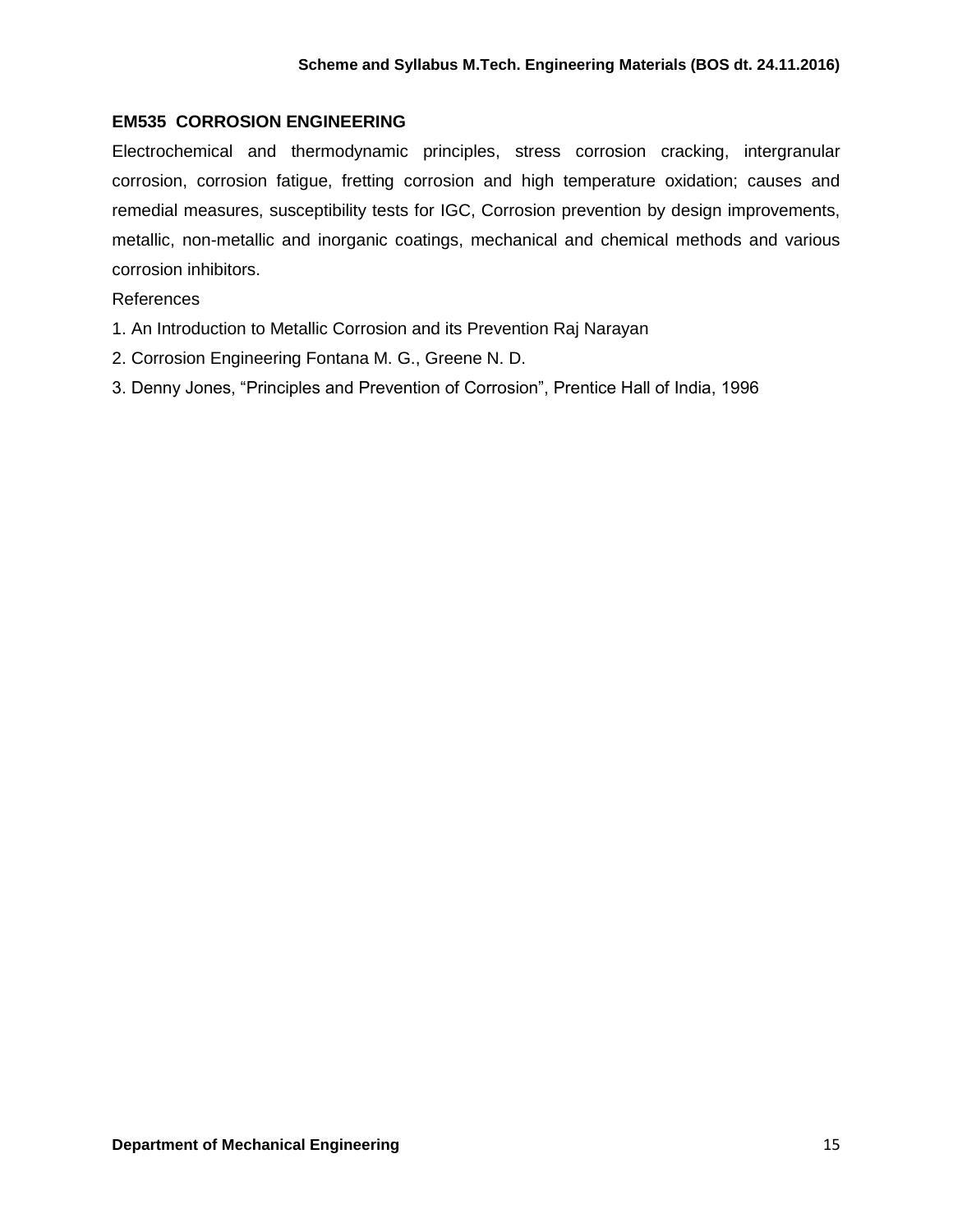### EM535 CORROSION ENGINEERING

Electrochemical and thermodynamic principles, stress corrosion cracking, intergranular corrosion, corrosion fatigue, fretting corrosion and high temperature oxidation; causes and remedial measures, susceptibility tests for IGC, Corrosion prevention by design improvements, metallic, non-metallic and inorganic coatings, mechanical and chemical methods and various corrosion inhibitors.

References

1. An Introduction to Metallic Corrosion and its Prevention Raj Narayan
2. Corrosion Engineering Fontana M. G., Greene N. D.
3. Denny Jones, "Principles and Prevention of Corrosion", Prentice Hall of India, 1996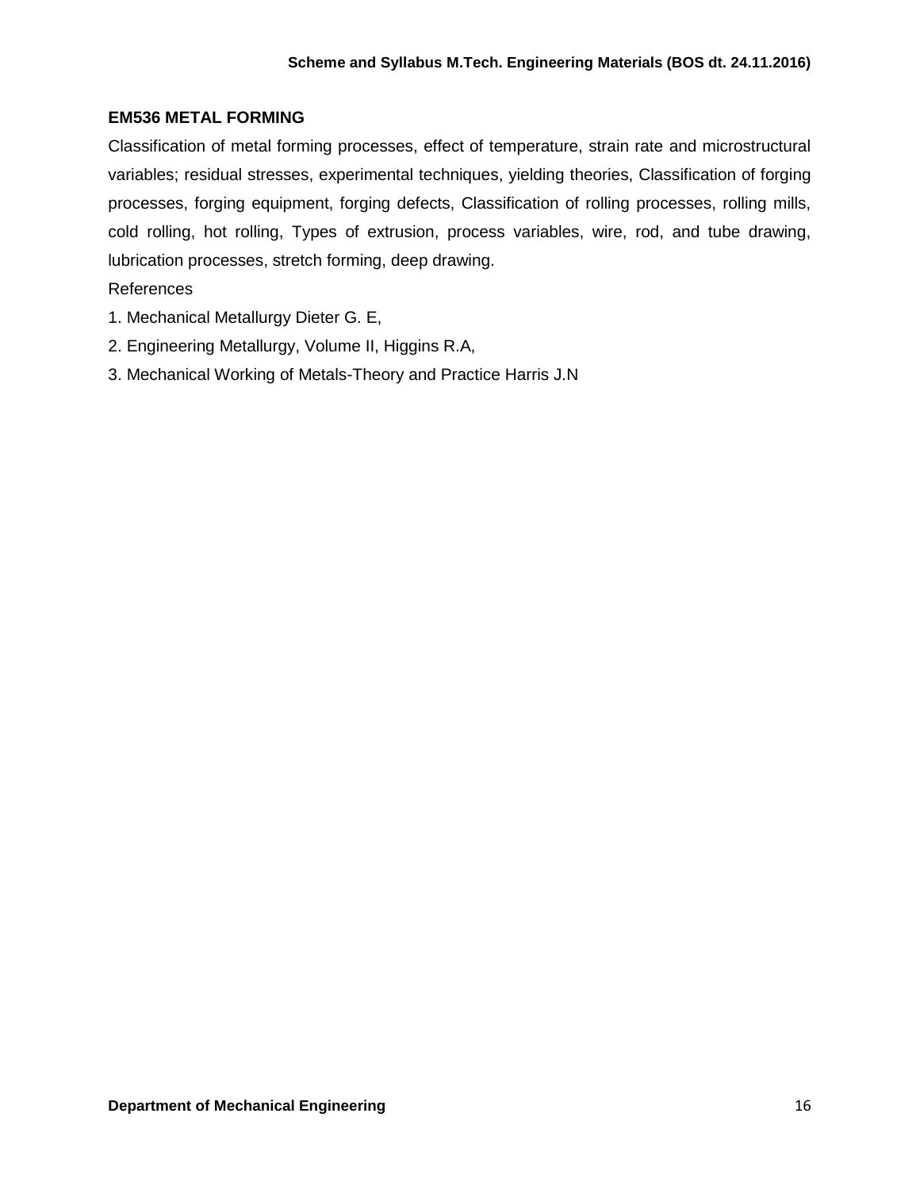### EM536 METAL FORMING

Classification of metal forming processes, effect of temperature, strain rate and microstructural variables; residual stresses, experimental techniques, yielding theories, Classification of forging processes, forging equipment, forging defects, Classification of rolling processes, rolling mills, cold rolling, hot rolling, Types of extrusion, process variables, wire, rod, and tube drawing, lubrication processes, stretch forming, deep drawing.

References

1. Mechanical Metallurgy Dieter G. E,
2. Engineering Metallurgy, Volume II, Higgins R.A,
3. Mechanical Working of Metals-Theory and Practice Harris J.N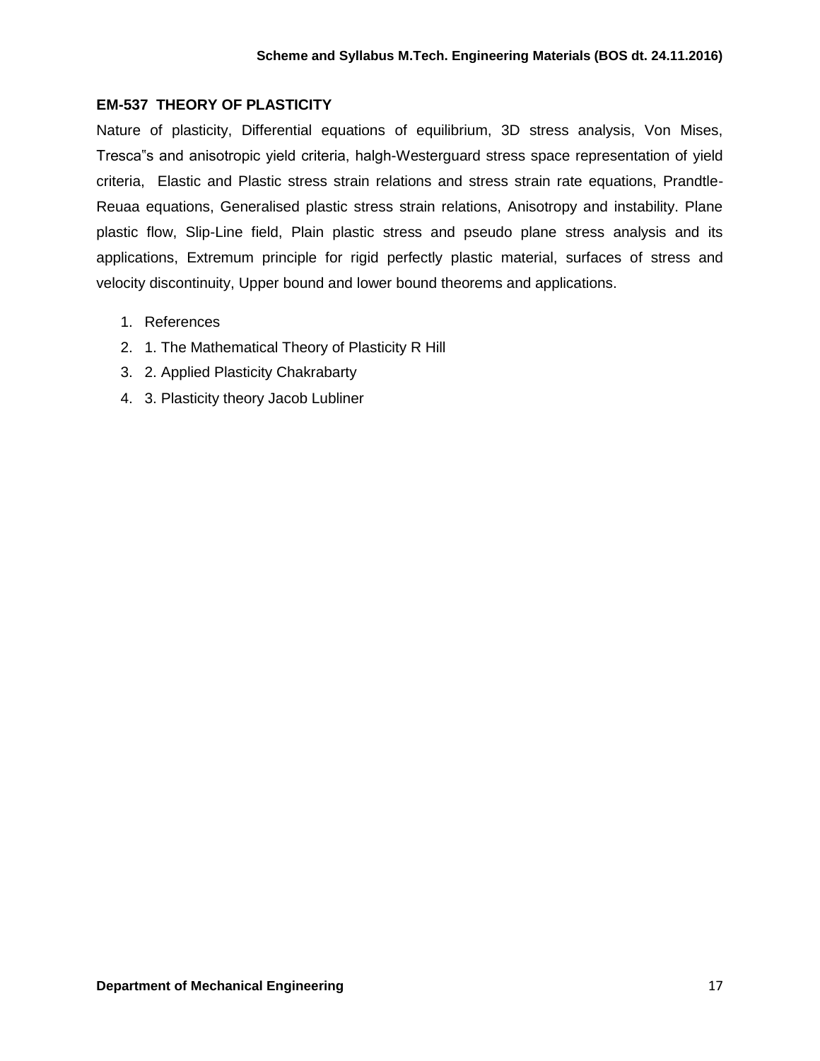## EM-537 THEORY OF PLASTICITY

Nature of plasticity, Differential equations of equilibrium, 3D stress analysis, Von Mises, Tresca"s and anisotropic yield criteria, halgh-Westerguard stress space representation of yield criteria, Elastic and Plastic stress strain relations and stress strain rate equations, Prandtle-Reuaa equations, Generalised plastic stress strain relations, Anisotropy and instability. Plane plastic flow, Slip-Line field, Plain plastic stress and pseudo plane stress analysis and its applications, Extremum principle for rigid perfectly plastic material, surfaces of stress and velocity discontinuity, Upper bound and lower bound theorems and applications.

1. References
2. 1. The Mathematical Theory of Plasticity R Hill
3. 2. Applied Plasticity Chakrabarty
4. 3. Plasticity theory Jacob Lubliner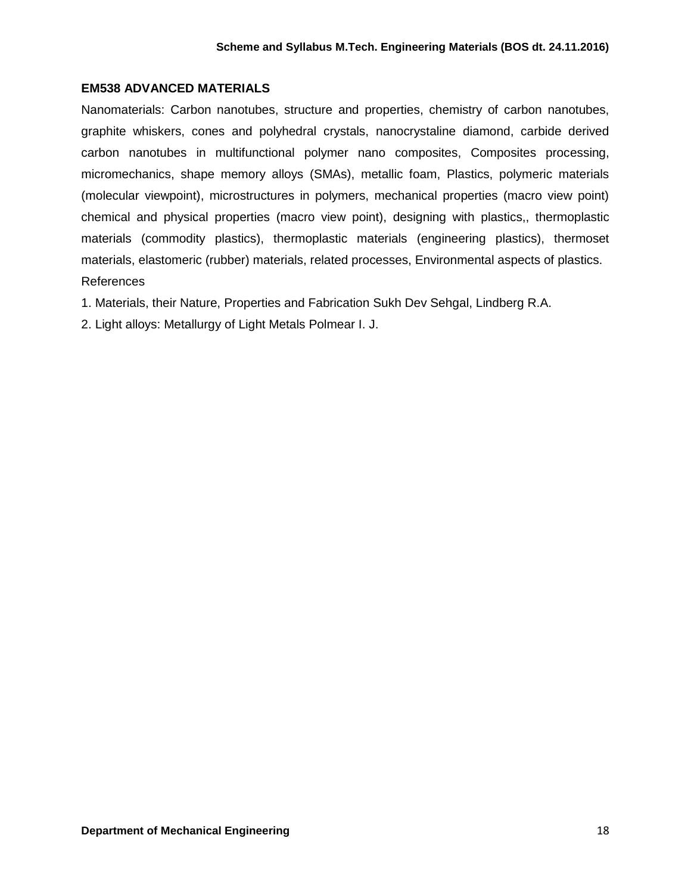### EM538 ADVANCED MATERIALS

Nanomaterials: Carbon nanotubes, structure and properties, chemistry of carbon nanotubes, graphite whiskers, cones and polyhedral crystals, nanocrystaline diamond, carbide derived carbon nanotubes in multifunctional polymer nano composites, Composites processing, micromechanics, shape memory alloys (SMAs), metallic foam, Plastics, polymeric materials (molecular viewpoint), microstructures in polymers, mechanical properties (macro view point) chemical and physical properties (macro view point), designing with plastics,, thermoplastic materials (commodity plastics), thermoplastic materials (engineering plastics), thermoset materials, elastomeric (rubber) materials, related processes, Environmental aspects of plastics.

References

1. Materials, their Nature, Properties and Fabrication Sukh Dev Sehgal, Lindberg R.A.
2. Light alloys: Metallurgy of Light Metals Polmear I. J.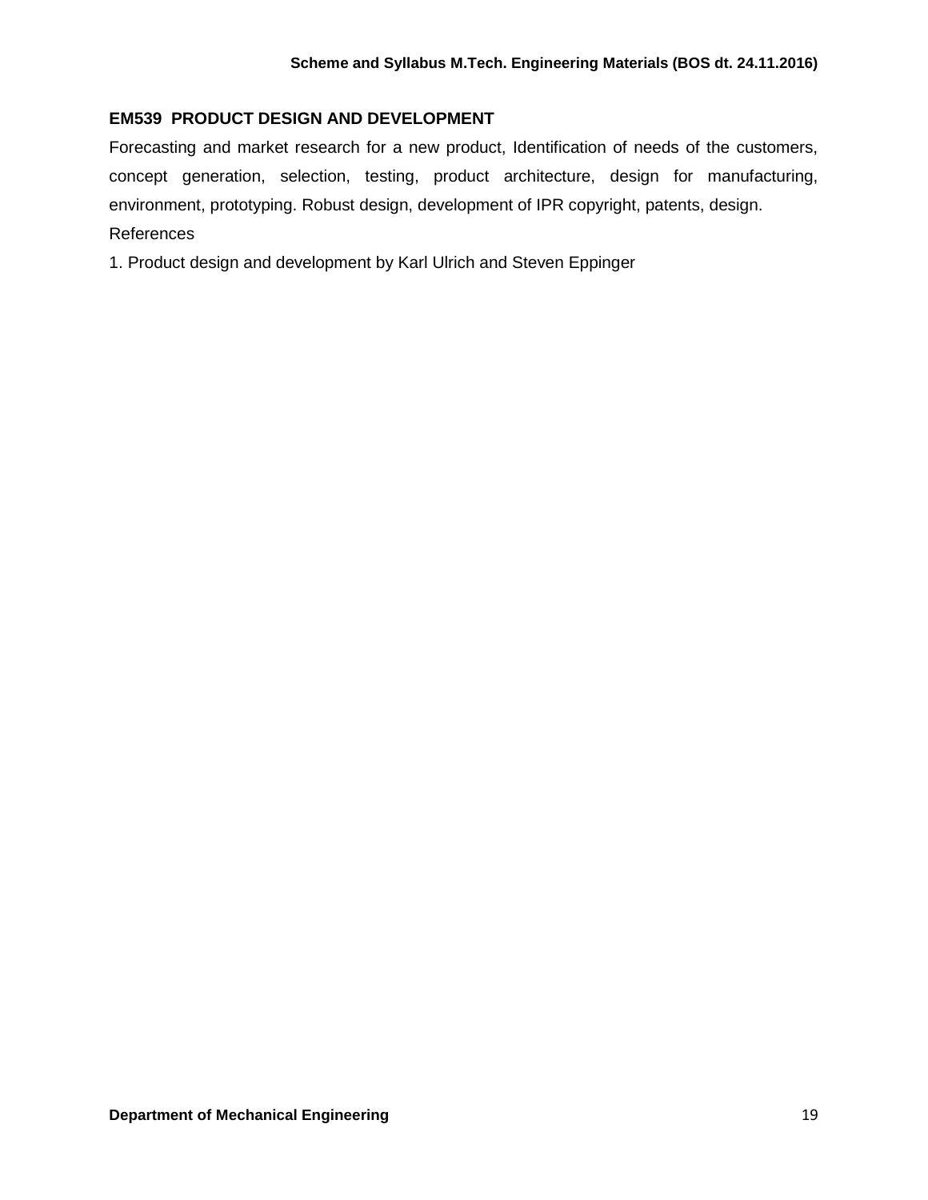### EM539 PRODUCT DESIGN AND DEVELOPMENT

Forecasting and market research for a new product, Identification of needs of the customers, concept generation, selection, testing, product architecture, design for manufacturing, environment, prototyping. Robust design, development of IPR copyright, patents, design.

References

1. Product design and development by Karl Ulrich and Steven Eppinger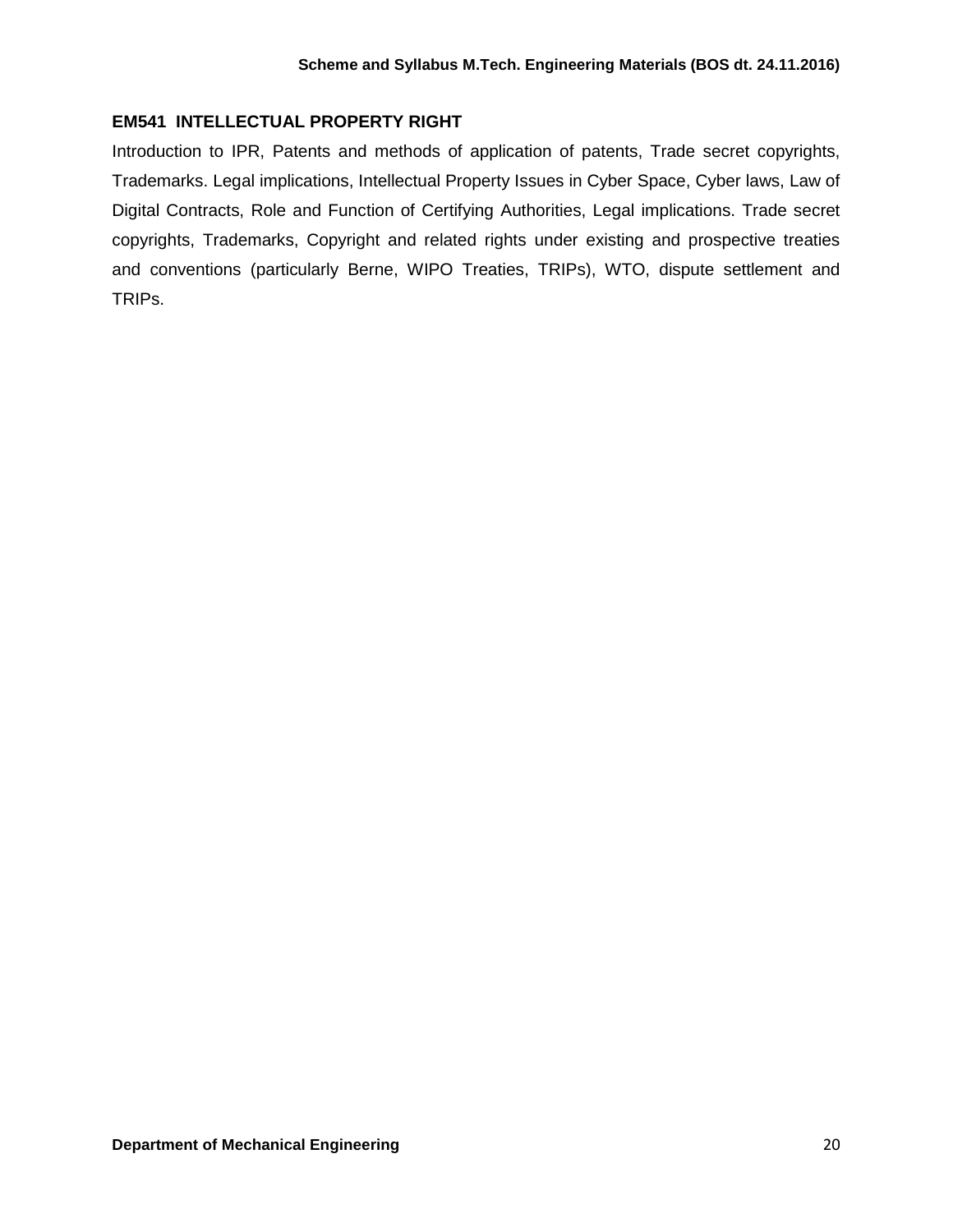## EM541 INTELLECTUAL PROPERTY RIGHT

Introduction to IPR, Patents and methods of application of patents, Trade secret copyrights, Trademarks. Legal implications, Intellectual Property Issues in Cyber Space, Cyber laws, Law of Digital Contracts, Role and Function of Certifying Authorities, Legal implications. Trade secret copyrights, Trademarks, Copyright and related rights under existing and prospective treaties and conventions (particularly Berne, WIPO Treaties, TRIPs), WTO, dispute settlement and TRIPs.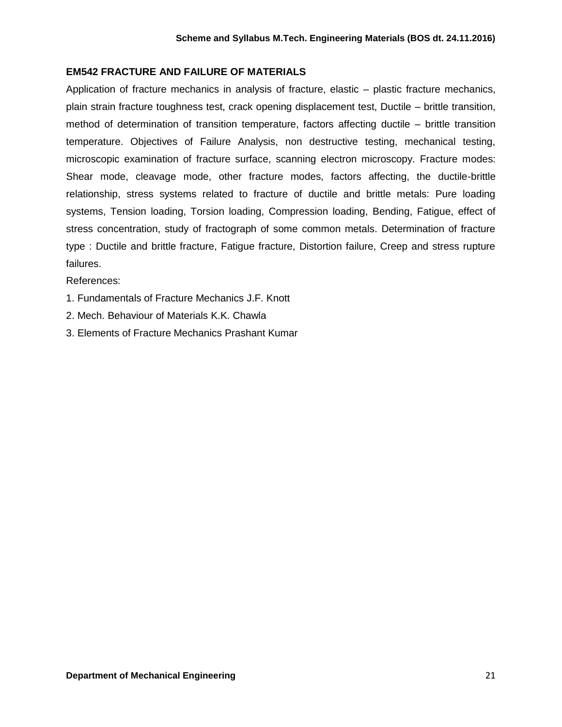## EM542 FRACTURE AND FAILURE OF MATERIALS

Application of fracture mechanics in analysis of fracture, elastic – plastic fracture mechanics, plain strain fracture toughness test, crack opening displacement test, Ductile – brittle transition, method of determination of transition temperature, factors affecting ductile – brittle transition temperature. Objectives of Failure Analysis, non destructive testing, mechanical testing, microscopic examination of fracture surface, scanning electron microscopy. Fracture modes: Shear mode, cleavage mode, other fracture modes, factors affecting, the ductile-brittle relationship, stress systems related to fracture of ductile and brittle metals: Pure loading systems, Tension loading, Torsion loading, Compression loading, Bending, Fatigue, effect of stress concentration, study of fractograph of some common metals. Determination of fracture type : Ductile and brittle fracture, Fatigue fracture, Distortion failure, Creep and stress rupture failures.

References:

1. Fundamentals of Fracture Mechanics J.F. Knott
2. Mech. Behaviour of Materials K.K. Chawla
3. Elements of Fracture Mechanics Prashant Kumar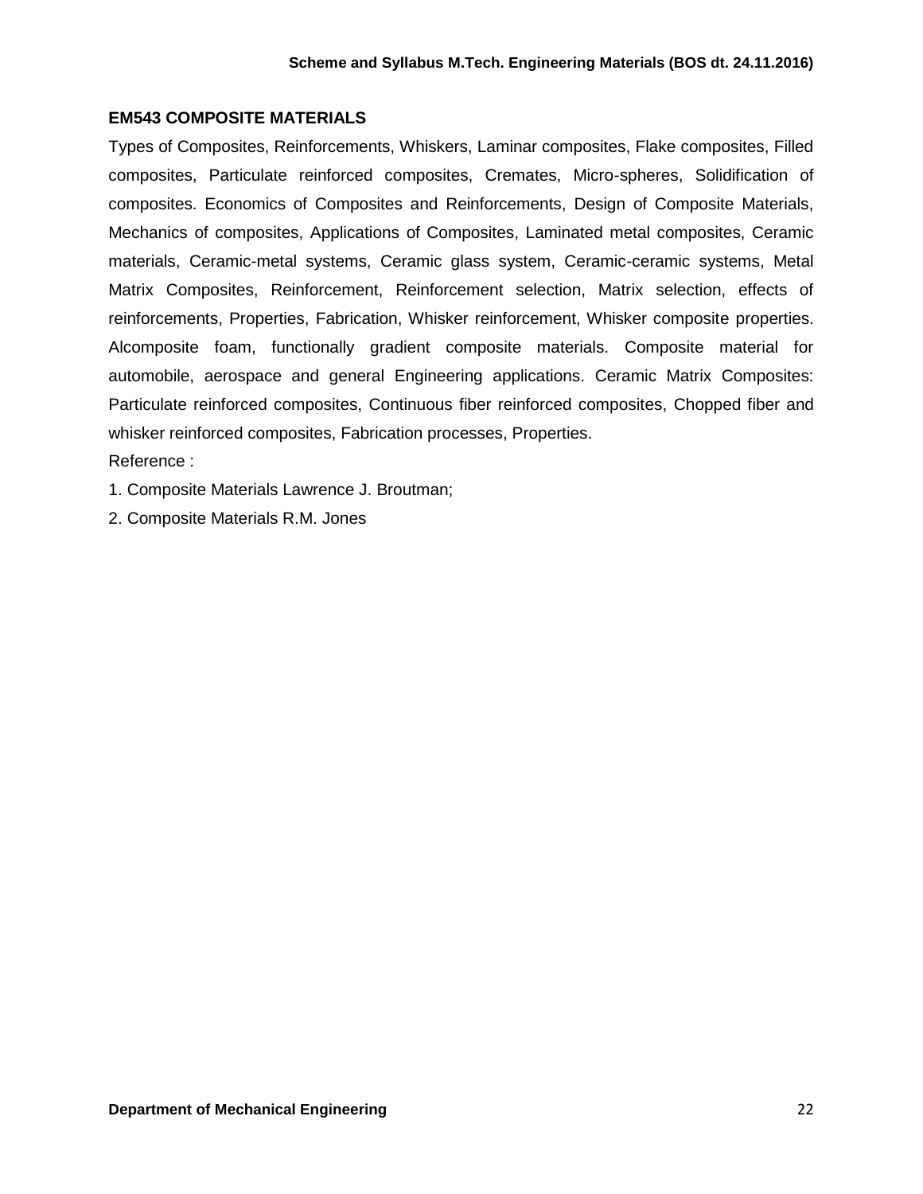## EM543 COMPOSITE MATERIALS

Types of Composites, Reinforcements, Whiskers, Laminar composites, Flake composites, Filled composites, Particulate reinforced composites, Cremates, Micro-spheres, Solidification of composites. Economics of Composites and Reinforcements, Design of Composite Materials, Mechanics of composites, Applications of Composites, Laminated metal composites, Ceramic materials, Ceramic-metal systems, Ceramic glass system, Ceramic-ceramic systems, Metal Matrix Composites, Reinforcement, Reinforcement selection, Matrix selection, effects of reinforcements, Properties, Fabrication, Whisker reinforcement, Whisker composite properties. Alcomposite foam, functionally gradient composite materials. Composite material for automobile, aerospace and general Engineering applications. Ceramic Matrix Composites: Particulate reinforced composites, Continuous fiber reinforced composites, Chopped fiber and whisker reinforced composites, Fabrication processes, Properties.

Reference :

1. Composite Materials Lawrence J. Broutman;
2. Composite Materials R.M. Jones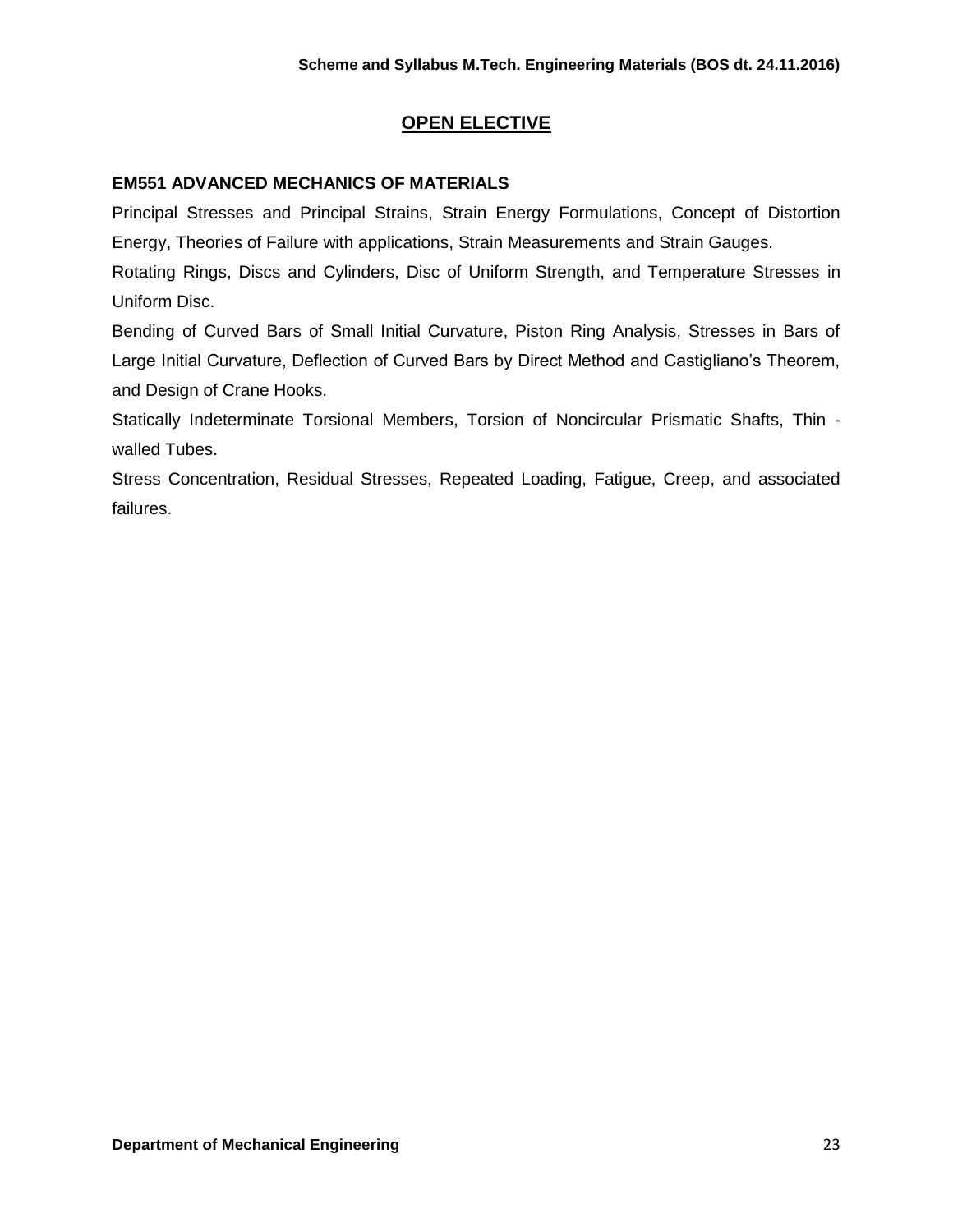## OPEN ELECTIVE

**EM551 ADVANCED MECHANICS OF MATERIALS**

Principal Stresses and Principal Strains, Strain Energy Formulations, Concept of Distortion Energy, Theories of Failure with applications, Strain Measurements and Strain Gauges.

Rotating Rings, Discs and Cylinders, Disc of Uniform Strength, and Temperature Stresses in Uniform Disc.

Bending of Curved Bars of Small Initial Curvature, Piston Ring Analysis, Stresses in Bars of Large Initial Curvature, Deflection of Curved Bars by Direct Method and Castigliano's Theorem, and Design of Crane Hooks.

Statically Indeterminate Torsional Members, Torsion of Noncircular Prismatic Shafts, Thin - walled Tubes.

Stress Concentration, Residual Stresses, Repeated Loading, Fatigue, Creep, and associated failures.